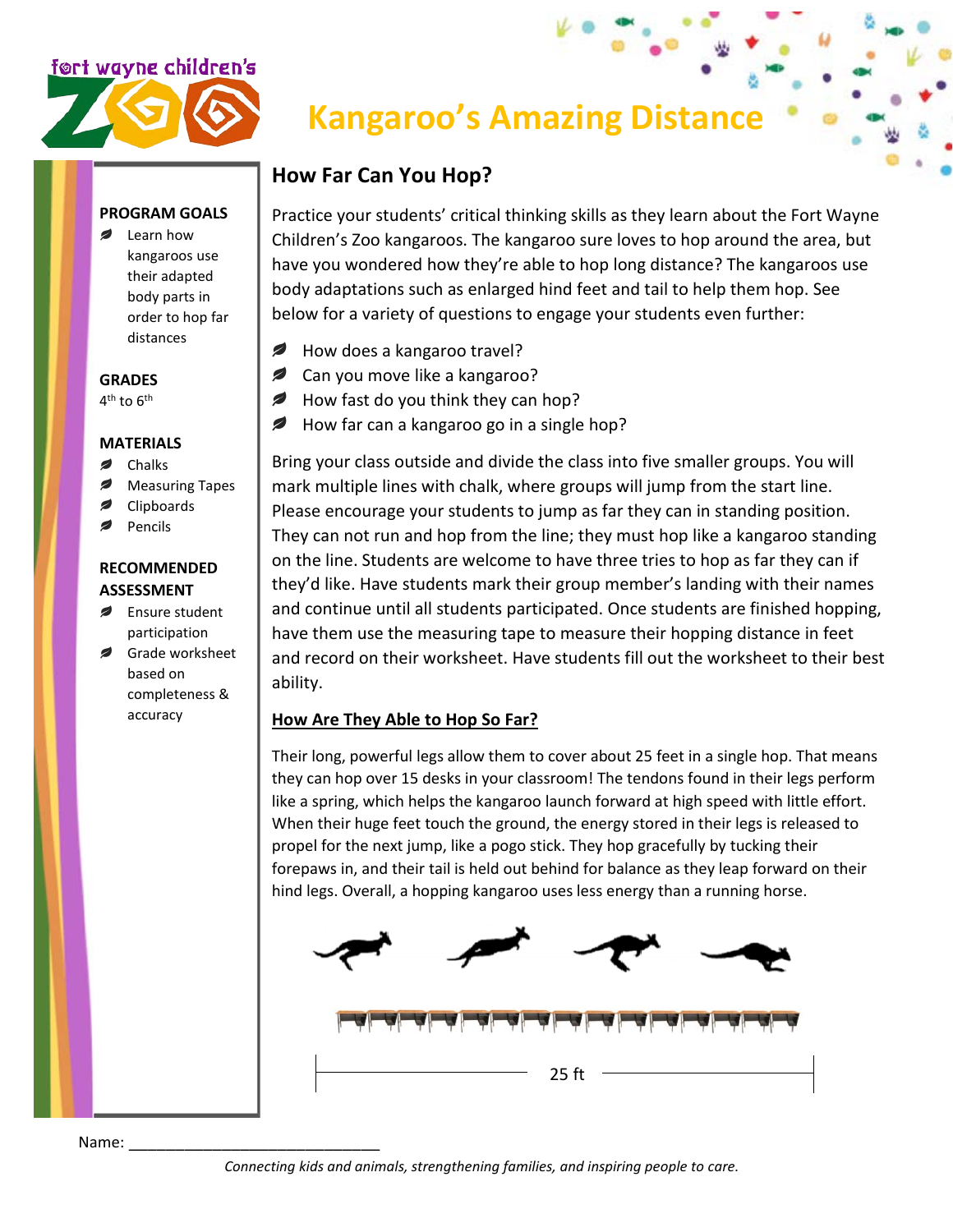fort wayne children's ZOO

# Kangaroo's Amazing Distance

**PROGRAM GOALS**

- Learn how kangaroos use their adapted body parts in order to hop far distances

**GRADES**

$4^{th}$ to $6^{th}$

**MATERIALS**

- Chalks
- Measuring Tapes
- Clipboards
- Pencils

**RECOMMENDED ASSESSMENT**

- Ensure student participation
- Grade worksheet based on completeness & accuracy

## How Far Can You Hop?

Practice your students' critical thinking skills as they learn about the Fort Wayne Children's Zoo kangaroos. The kangaroo sure loves to hop around the area, but have you wondered how they're able to hop long distance? The kangaroos use body adaptations such as enlarged hind feet and tail to help them hop. See below for a variety of questions to engage your students even further:

- How does a kangaroo travel?
- Can you move like a kangaroo?
- How fast do you think they can hop?
- How far can a kangaroo go in a single hop?

Bring your class outside and divide the class into five smaller groups. You will mark multiple lines with chalk, where groups will jump from the start line. Please encourage your students to jump as far they can in standing position. They can not run and hop from the line; they must hop like a kangaroo standing on the line. Students are welcome to have three tries to hop as far they can if they'd like. Have students mark their group member's landing with their names and continue until all students participated. Once students are finished hopping, have them use the measuring tape to measure their hopping distance in feet and record on their worksheet. Have students fill out the worksheet to their best ability.

### <u>How Are They Able to Hop So Far?</u>

Their long, powerful legs allow them to cover about 25 feet in a single hop. That means they can hop over 15 desks in your classroom! The tendons found in their legs perform like a spring, which helps the kangaroo launch forward at high speed with little effort. When their huge feet touch the ground, the energy stored in their legs is released to propel for the next jump, like a pogo stick. They hop gracefully by tucking their forepaws in, and their tail is held out behind for balance as they leap forward on their hind legs. Overall, a hopping kangaroo uses less energy than a running horse.

25 ft

Name: ______________________________

*Connecting kids and animals, strengthening families, and inspiring people to care.*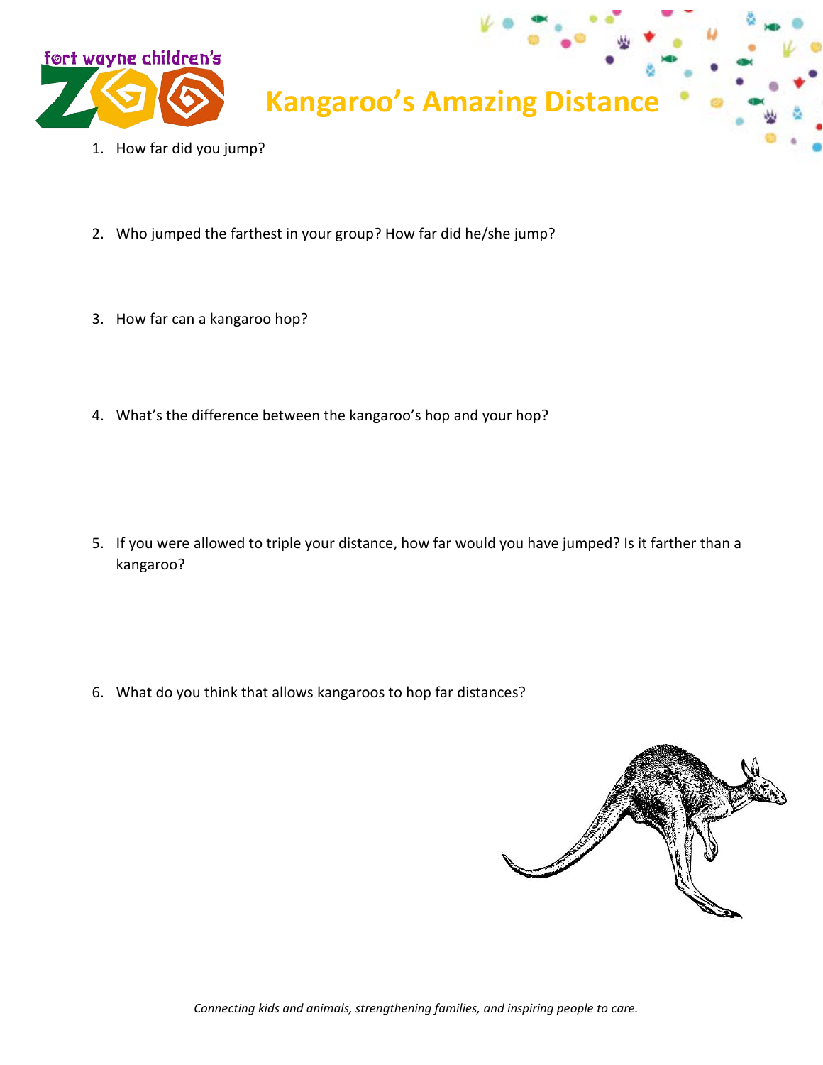# Kangaroo's Amazing Distance

1. How far did you jump?

2. Who jumped the farthest in your group? How far did he/she jump?

3. How far can a kangaroo hop?

4. What's the difference between the kangaroo's hop and your hop?

5. If you were allowed to triple your distance, how far would you have jumped? Is it farther than a kangaroo?

6. What do you think that allows kangaroos to hop far distances?

*Connecting kids and animals, strengthening families, and inspiring people to care.*